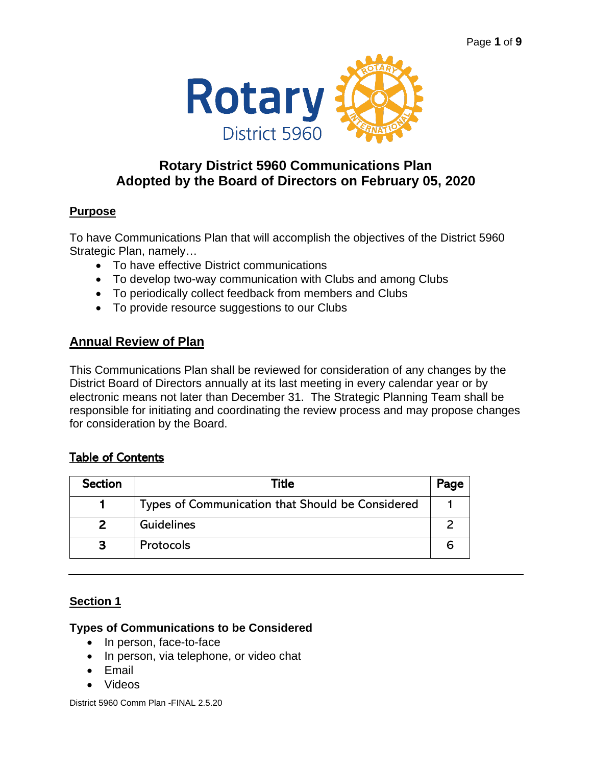# Rotary District 5960 Communications Plan
## Adopted by the Board of Directors on February 05, 2020

### Purpose

To have Communications Plan that will accomplish the objectives of the District 5960 Strategic Plan, namely…

- To have effective District communications
- To develop two-way communication with Clubs and among Clubs
- To periodically collect feedback from members and Clubs
- To provide resource suggestions to our Clubs

### Annual Review of Plan

This Communications Plan shall be reviewed for consideration of any changes by the District Board of Directors annually at its last meeting in every calendar year or by electronic means not later than December 31. The Strategic Planning Team shall be responsible for initiating and coordinating the review process and may propose changes for consideration by the Board.

### Table of Contents

| Section | Title | Page |
|---|---|---|
| 1 | Types of Communication that Should be Considered | 1 |
| 2 | Guidelines | 2 |
| 3 | Protocols | 6 |

---

### Section 1

**Types of Communications to be Considered**

- In person, face-to-face
- In person, via telephone, or video chat
- Email
- Videos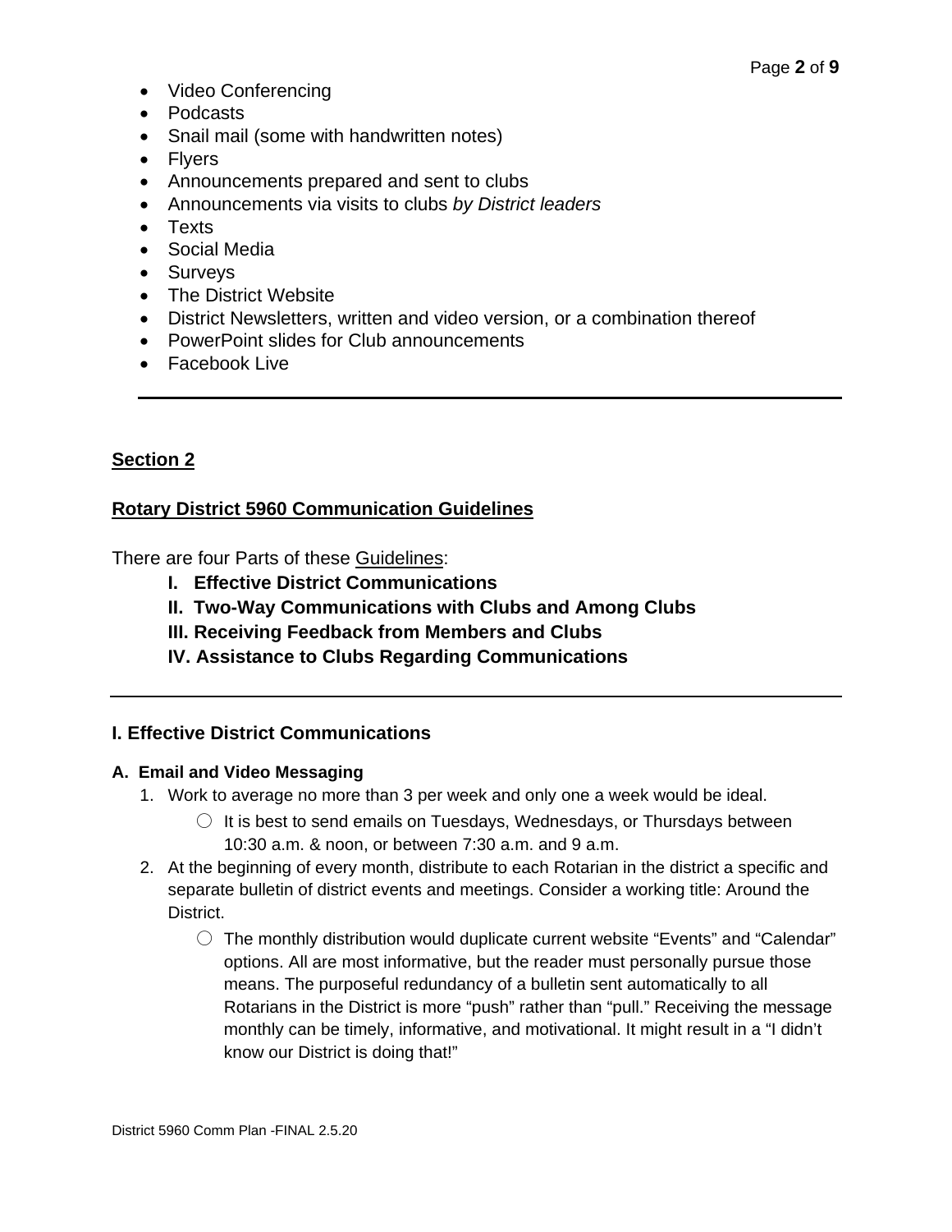- Video Conferencing
- Podcasts
- Snail mail (some with handwritten notes)
- Flyers
- Announcements prepared and sent to clubs
- Announcements via visits to clubs *by District leaders*
- Texts
- Social Media
- Surveys
- The District Website
- District Newsletters, written and video version, or a combination thereof
- PowerPoint slides for Club announcements
- Facebook Live

---

## Section 2

## Rotary District 5960 Communication Guidelines

There are four Parts of these Guidelines:

- **I. Effective District Communications**
- **II. Two-Way Communications with Clubs and Among Clubs**
- **III. Receiving Feedback from Members and Clubs**
- **IV. Assistance to Clubs Regarding Communications**

---

### I. Effective District Communications

#### A. Email and Video Messaging

1. Work to average no more than 3 per week and only one a week would be ideal.
   - It is best to send emails on Tuesdays, Wednesdays, or Thursdays between 10:30 a.m. & noon, or between 7:30 a.m. and 9 a.m.
2. At the beginning of every month, distribute to each Rotarian in the district a specific and separate bulletin of district events and meetings. Consider a working title: Around the District.
   - The monthly distribution would duplicate current website "Events" and "Calendar" options. All are most informative, but the reader must personally pursue those means. The purposeful redundancy of a bulletin sent automatically to all Rotarians in the District is more "push" rather than "pull." Receiving the message monthly can be timely, informative, and motivational. It might result in a "I didn't know our District is doing that!"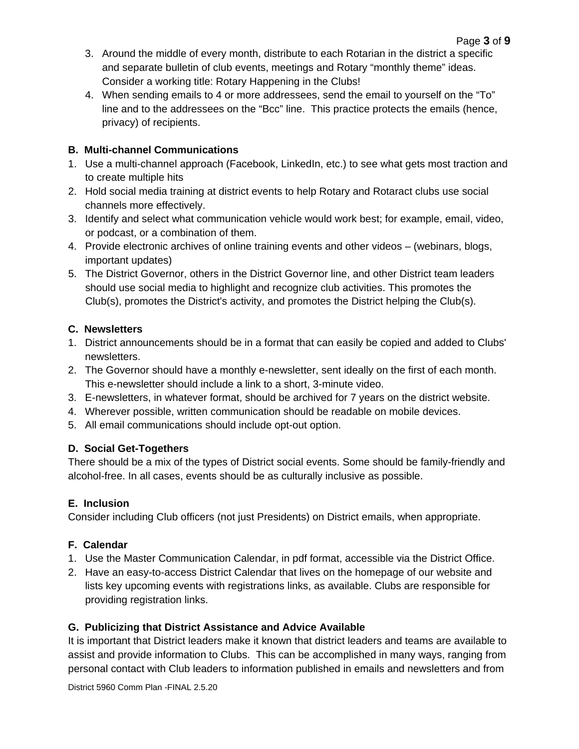3. Around the middle of every month, distribute to each Rotarian in the district a specific and separate bulletin of club events, meetings and Rotary “monthly theme” ideas. Consider a working title: Rotary Happening in the Clubs!
4. When sending emails to 4 or more addressees, send the email to yourself on the “To” line and to the addressees on the “Bcc” line. This practice protects the emails (hence, privacy) of recipients.

**B. Multi-channel Communications**

1. Use a multi-channel approach (Facebook, LinkedIn, etc.) to see what gets most traction and to create multiple hits
2. Hold social media training at district events to help Rotary and Rotaract clubs use social channels more effectively.
3. Identify and select what communication vehicle would work best; for example, email, video, or podcast, or a combination of them.
4. Provide electronic archives of online training events and other videos – (webinars, blogs, important updates)
5. The District Governor, others in the District Governor line, and other District team leaders should use social media to highlight and recognize club activities. This promotes the Club(s), promotes the District's activity, and promotes the District helping the Club(s).

**C. Newsletters**

1. District announcements should be in a format that can easily be copied and added to Clubs' newsletters.
2. The Governor should have a monthly e-newsletter, sent ideally on the first of each month. This e-newsletter should include a link to a short, 3-minute video.
3. E-newsletters, in whatever format, should be archived for 7 years on the district website.
4. Wherever possible, written communication should be readable on mobile devices.
5. All email communications should include opt-out option.

**D. Social Get-Togethers**

There should be a mix of the types of District social events. Some should be family-friendly and alcohol-free. In all cases, events should be as culturally inclusive as possible.

**E. Inclusion**

Consider including Club officers (not just Presidents) on District emails, when appropriate.

**F. Calendar**

1. Use the Master Communication Calendar, in pdf format, accessible via the District Office.
2. Have an easy-to-access District Calendar that lives on the homepage of our website and lists key upcoming events with registrations links, as available. Clubs are responsible for providing registration links.

**G. Publicizing that District Assistance and Advice Available**

It is important that District leaders make it known that district leaders and teams are available to assist and provide information to Clubs. This can be accomplished in many ways, ranging from personal contact with Club leaders to information published in emails and newsletters and from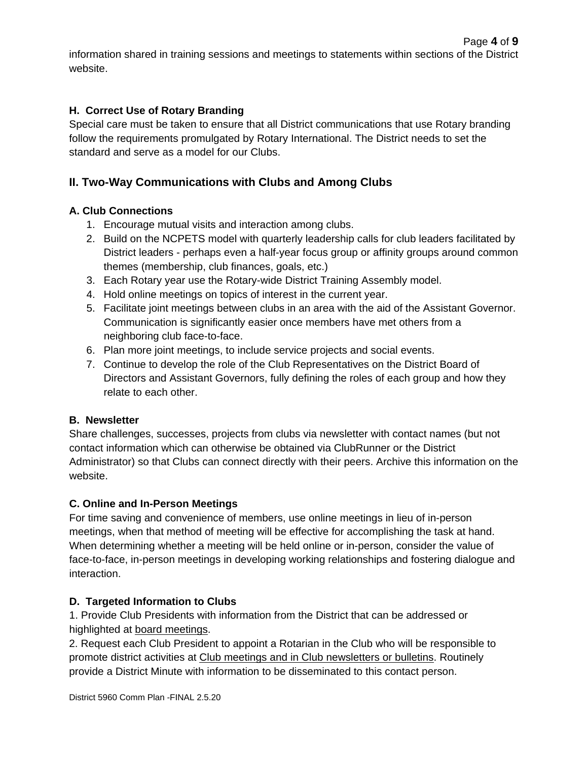information shared in training sessions and meetings to statements within sections of the District website.

### H. Correct Use of Rotary Branding

Special care must be taken to ensure that all District communications that use Rotary branding follow the requirements promulgated by Rotary International. The District needs to set the standard and serve as a model for our Clubs.

## II. Two-Way Communications with Clubs and Among Clubs

### A. Club Connections

1. Encourage mutual visits and interaction among clubs.
2. Build on the NCPETS model with quarterly leadership calls for club leaders facilitated by District leaders - perhaps even a half-year focus group or affinity groups around common themes (membership, club finances, goals, etc.)
3. Each Rotary year use the Rotary-wide District Training Assembly model.
4. Hold online meetings on topics of interest in the current year.
5. Facilitate joint meetings between clubs in an area with the aid of the Assistant Governor. Communication is significantly easier once members have met others from a neighboring club face-to-face.
6. Plan more joint meetings, to include service projects and social events.
7. Continue to develop the role of the Club Representatives on the District Board of Directors and Assistant Governors, fully defining the roles of each group and how they relate to each other.

### B. Newsletter

Share challenges, successes, projects from clubs via newsletter with contact names (but not contact information which can otherwise be obtained via ClubRunner or the District Administrator) so that Clubs can connect directly with their peers. Archive this information on the website.

### C. Online and In-Person Meetings

For time saving and convenience of members, use online meetings in lieu of in-person meetings, when that method of meeting will be effective for accomplishing the task at hand. When determining whether a meeting will be held online or in-person, consider the value of face-to-face, in-person meetings in developing working relationships and fostering dialogue and interaction.

### D. Targeted Information to Clubs

1. Provide Club Presidents with information from the District that can be addressed or highlighted at <u>board meetings</u>.

2. Request each Club President to appoint a Rotarian in the Club who will be responsible to promote district activities at <u>Club meetings and in Club newsletters or bulletins</u>. Routinely provide a District Minute with information to be disseminated to this contact person.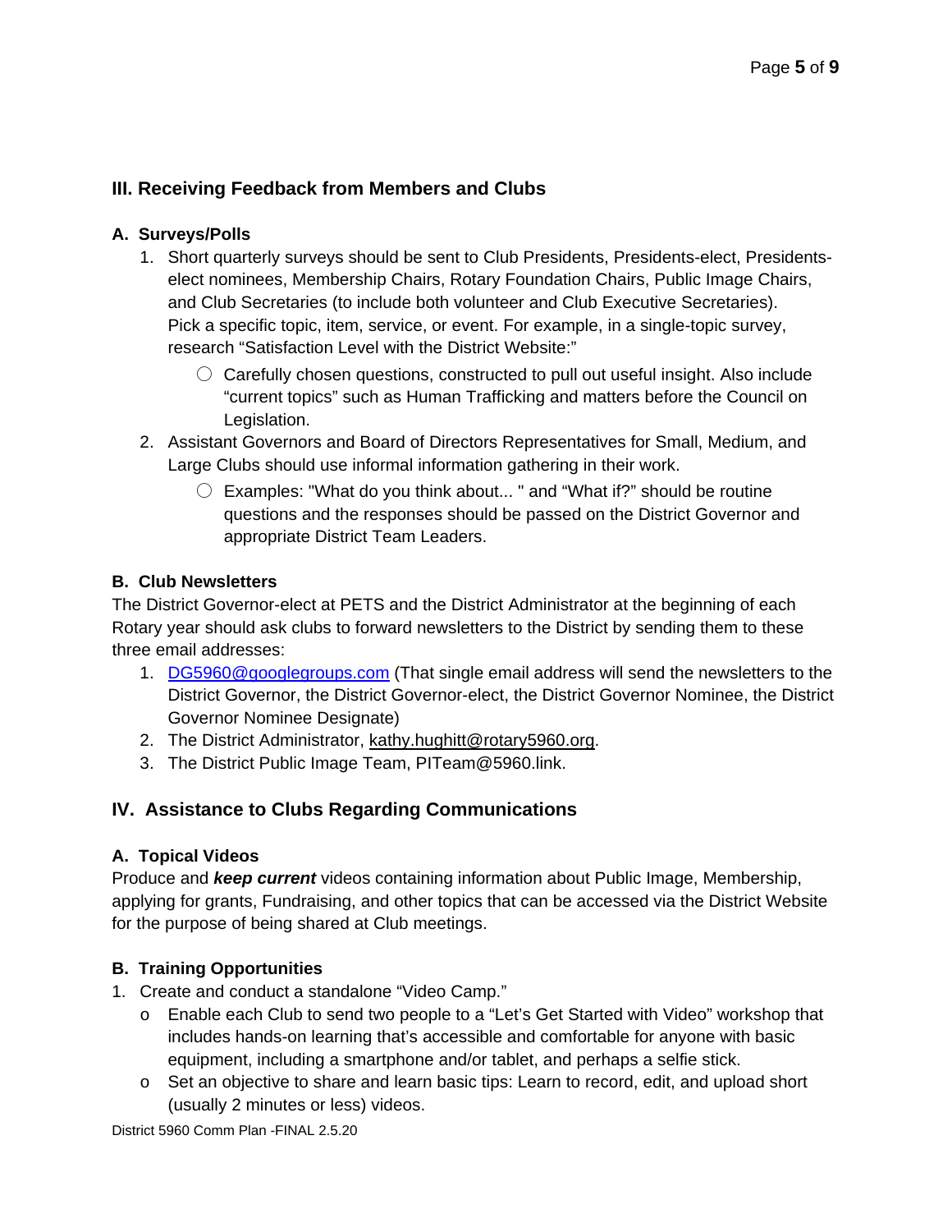## III. Receiving Feedback from Members and Clubs

### A. Surveys/Polls

1. Short quarterly surveys should be sent to Club Presidents, Presidents-elect, Presidents-elect nominees, Membership Chairs, Rotary Foundation Chairs, Public Image Chairs, and Club Secretaries (to include both volunteer and Club Executive Secretaries). Pick a specific topic, item, service, or event. For example, in a single-topic survey, research "Satisfaction Level with the District Website:"
   - Carefully chosen questions, constructed to pull out useful insight. Also include "current topics" such as Human Trafficking and matters before the Council on Legislation.
2. Assistant Governors and Board of Directors Representatives for Small, Medium, and Large Clubs should use informal information gathering in their work.
   - Examples: "What do you think about... " and "What if?" should be routine questions and the responses should be passed on the District Governor and appropriate District Team Leaders.

### B. Club Newsletters

The District Governor-elect at PETS and the District Administrator at the beginning of each Rotary year should ask clubs to forward newsletters to the District by sending them to these three email addresses:

1. DG5960@googlegroups.com (That single email address will send the newsletters to the District Governor, the District Governor-elect, the District Governor Nominee, the District Governor Nominee Designate)
2. The District Administrator, kathy.hughitt@rotary5960.org.
3. The District Public Image Team, PITeam@5960.link.

## IV. Assistance to Clubs Regarding Communications

### A. Topical Videos

Produce and ***keep current*** videos containing information about Public Image, Membership, applying for grants, Fundraising, and other topics that can be accessed via the District Website for the purpose of being shared at Club meetings.

### B. Training Opportunities

1. Create and conduct a standalone "Video Camp."
   - Enable each Club to send two people to a "Let's Get Started with Video" workshop that includes hands-on learning that's accessible and comfortable for anyone with basic equipment, including a smartphone and/or tablet, and perhaps a selfie stick.
   - Set an objective to share and learn basic tips: Learn to record, edit, and upload short (usually 2 minutes or less) videos.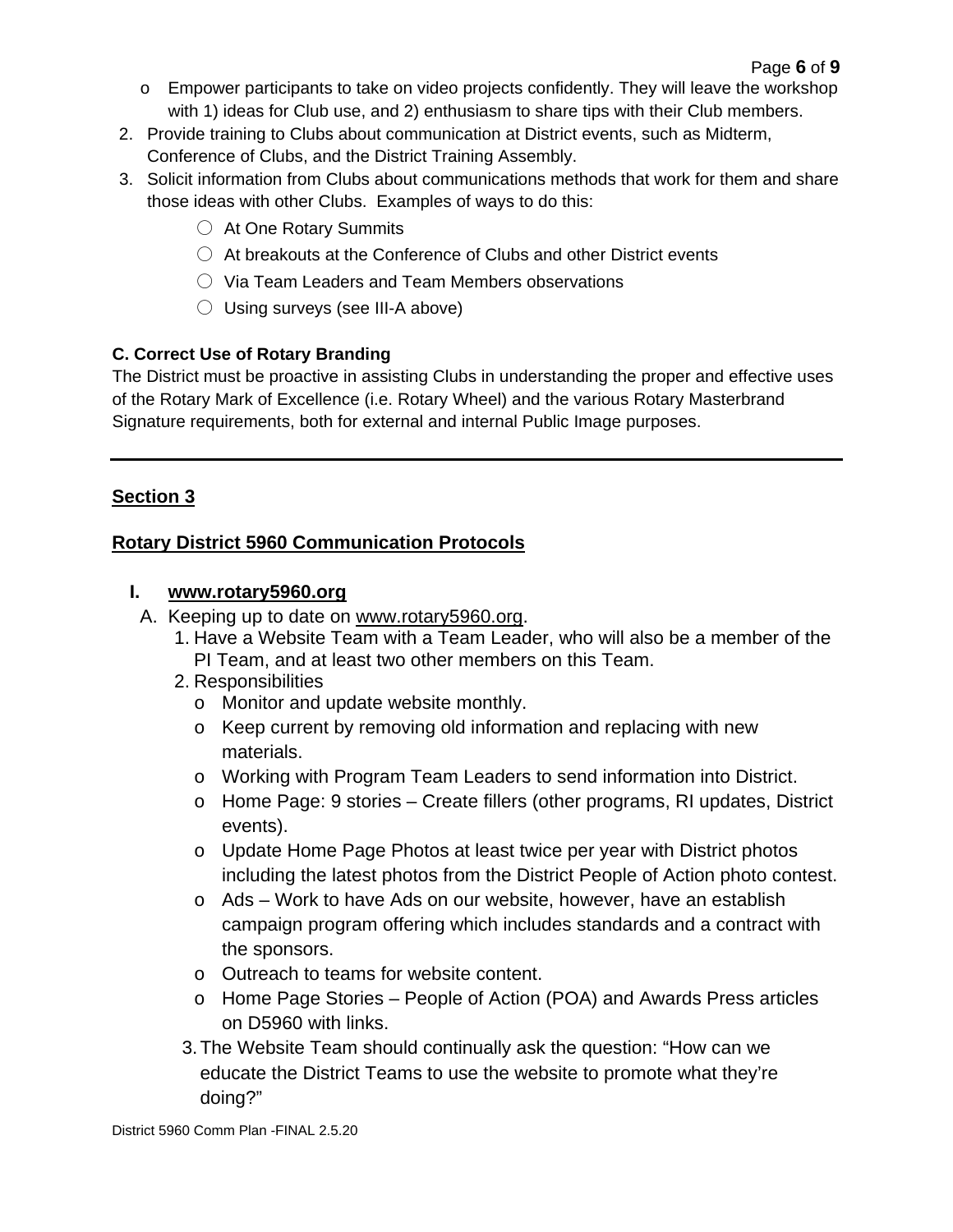- Empower participants to take on video projects confidently. They will leave the workshop with 1) ideas for Club use, and 2) enthusiasm to share tips with their Club members.

2. Provide training to Clubs about communication at District events, such as Midterm, Conference of Clubs, and the District Training Assembly.
3. Solicit information from Clubs about communications methods that work for them and share those ideas with other Clubs. Examples of ways to do this:
   - At One Rotary Summits
   - At breakouts at the Conference of Clubs and other District events
   - Via Team Leaders and Team Members observations
   - Using surveys (see III-A above)

**C. Correct Use of Rotary Branding**

The District must be proactive in assisting Clubs in understanding the proper and effective uses of the Rotary Mark of Excellence (i.e. Rotary Wheel) and the various Rotary Masterbrand Signature requirements, both for external and internal Public Image purposes.

---

## Section 3

## Rotary District 5960 Communication Protocols

### I. www.rotary5960.org

A. Keeping up to date on www.rotary5960.org.

1. Have a Website Team with a Team Leader, who will also be a member of the PI Team, and at least two other members on this Team.
2. Responsibilities
   - Monitor and update website monthly.
   - Keep current by removing old information and replacing with new materials.
   - Working with Program Team Leaders to send information into District.
   - Home Page: 9 stories – Create fillers (other programs, RI updates, District events).
   - Update Home Page Photos at least twice per year with District photos including the latest photos from the District People of Action photo contest.
   - Ads – Work to have Ads on our website, however, have an establish campaign program offering which includes standards and a contract with the sponsors.
   - Outreach to teams for website content.
   - Home Page Stories – People of Action (POA) and Awards Press articles on D5960 with links.
3. The Website Team should continually ask the question: "How can we educate the District Teams to use the website to promote what they're doing?"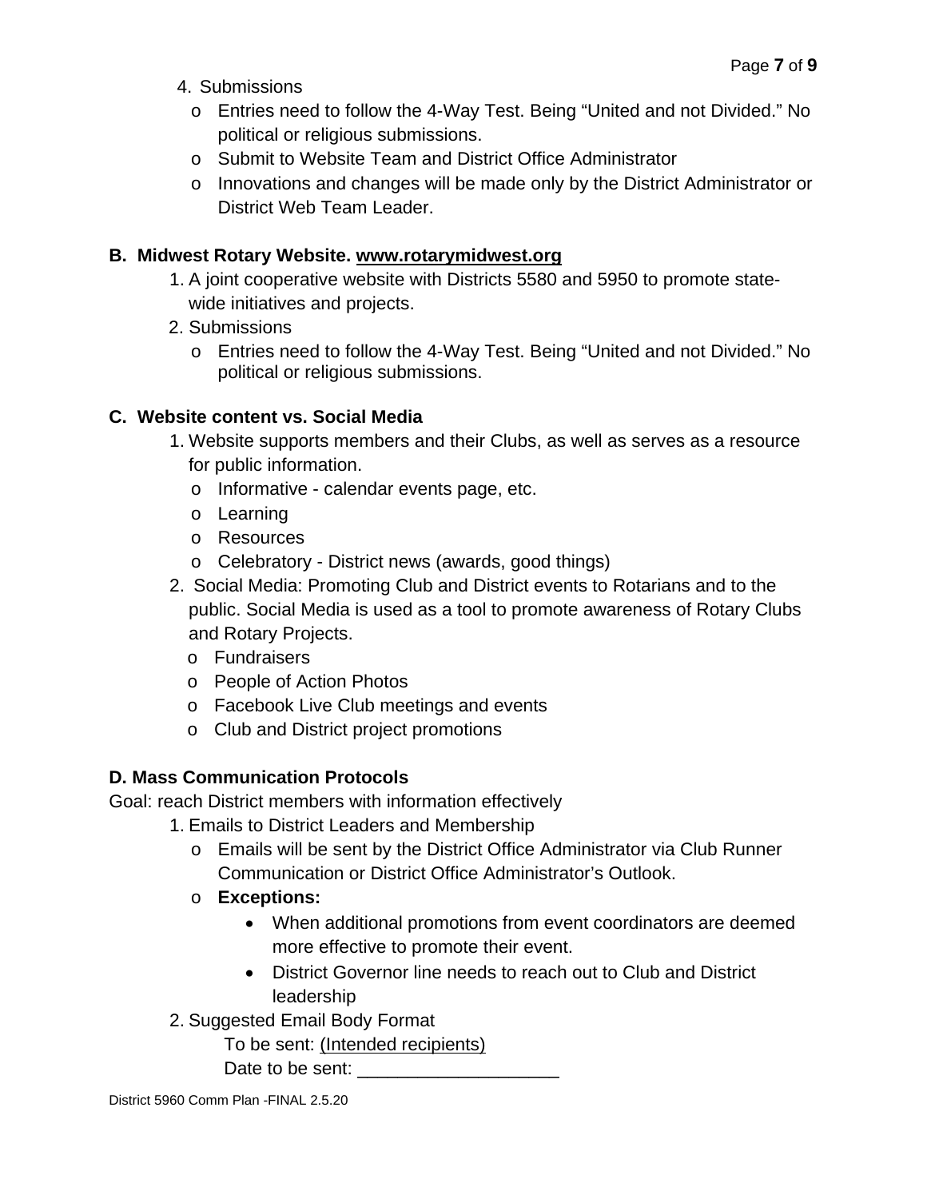4. Submissions
   - Entries need to follow the 4-Way Test. Being "United and not Divided." No political or religious submissions.
   - Submit to Website Team and District Office Administrator
   - Innovations and changes will be made only by the District Administrator or District Web Team Leader.

**B. Midwest Rotary Website. www.rotarymidwest.org**

1. A joint cooperative website with Districts 5580 and 5950 to promote state-wide initiatives and projects.
2. Submissions
   - Entries need to follow the 4-Way Test. Being "United and not Divided." No political or religious submissions.

**C. Website content vs. Social Media**

1. Website supports members and their Clubs, as well as serves as a resource for public information.
   - Informative - calendar events page, etc.
   - Learning
   - Resources
   - Celebratory - District news (awards, good things)
2. Social Media: Promoting Club and District events to Rotarians and to the public. Social Media is used as a tool to promote awareness of Rotary Clubs and Rotary Projects.
   - Fundraisers
   - People of Action Photos
   - Facebook Live Club meetings and events
   - Club and District project promotions

**D. Mass Communication Protocols**

Goal: reach District members with information effectively

1. Emails to District Leaders and Membership
   - Emails will be sent by the District Office Administrator via Club Runner Communication or District Office Administrator's Outlook.
   - **Exceptions:**
     - When additional promotions from event coordinators are deemed more effective to promote their event.
     - District Governor line needs to reach out to Club and District leadership
2. Suggested Email Body Format

   To be sent: (Intended recipients)

   Date to be sent: ____________________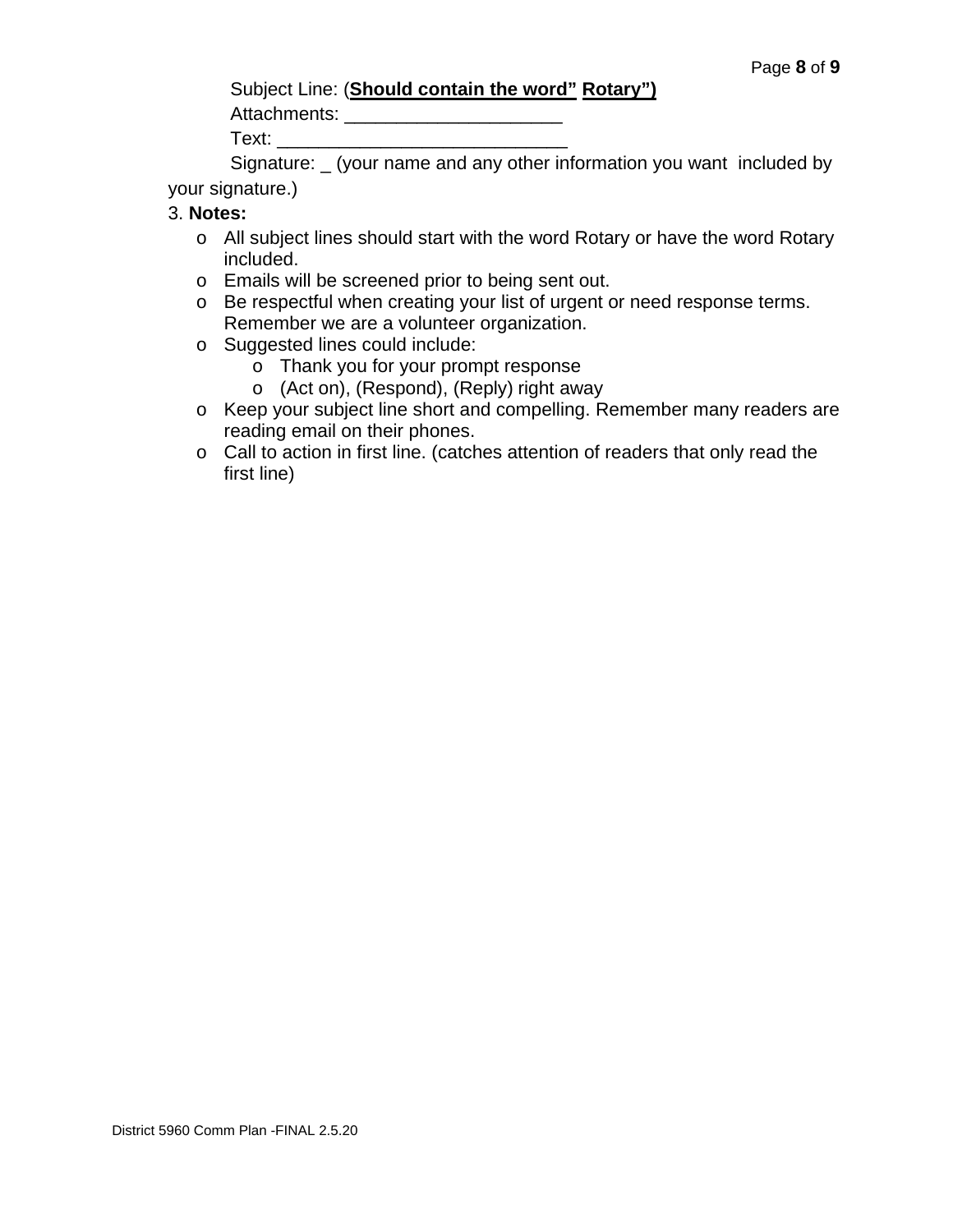Subject Line: (**Should contain the word" Rotary")**

Attachments: ____________________

Text: ___________________________

Signature: _ (your name and any other information you want included by your signature.)

3. **Notes:**

- All subject lines should start with the word Rotary or have the word Rotary included.
- Emails will be screened prior to being sent out.
- Be respectful when creating your list of urgent or need response terms. Remember we are a volunteer organization.
- Suggested lines could include:
  - Thank you for your prompt response
  - (Act on), (Respond), (Reply) right away
- Keep your subject line short and compelling. Remember many readers are reading email on their phones.
- Call to action in first line. (catches attention of readers that only read the first line)